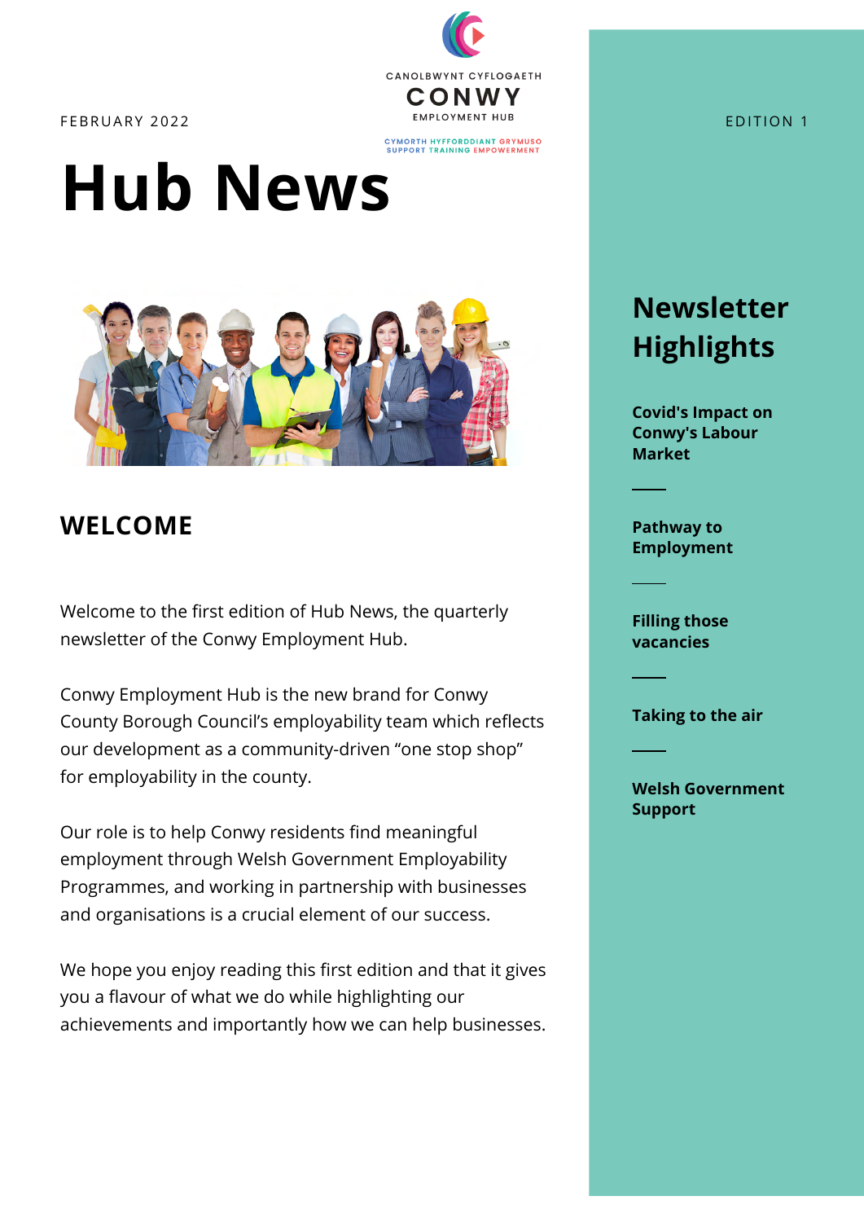FEBRUARY 2022

CANOLBWYNT CYFLOGAETH
CONWY
EMPLOYMENT HUB

CYMORTH HYFFORDDIANT GRYMUSO
SUPPORT TRAINING EMPOWERMENT

# Hub News

## WELCOME

Welcome to the first edition of Hub News, the quarterly newsletter of the Conwy Employment Hub.

Conwy Employment Hub is the new brand for Conwy County Borough Council's employability team which reflects our development as a community-driven "one stop shop" for employability in the county.

Our role is to help Conwy residents find meaningful employment through Welsh Government Employability Programmes, and working in partnership with businesses and organisations is a crucial element of our success.

We hope you enjoy reading this first edition and that it gives you a flavour of what we do while highlighting our achievements and importantly how we can help businesses.

EDITION 1

## Newsletter Highlights

**Covid's Impact on Conwy's Labour Market**

**Pathway to Employment**

**Filling those vacancies**

**Taking to the air**

**Welsh Government Support**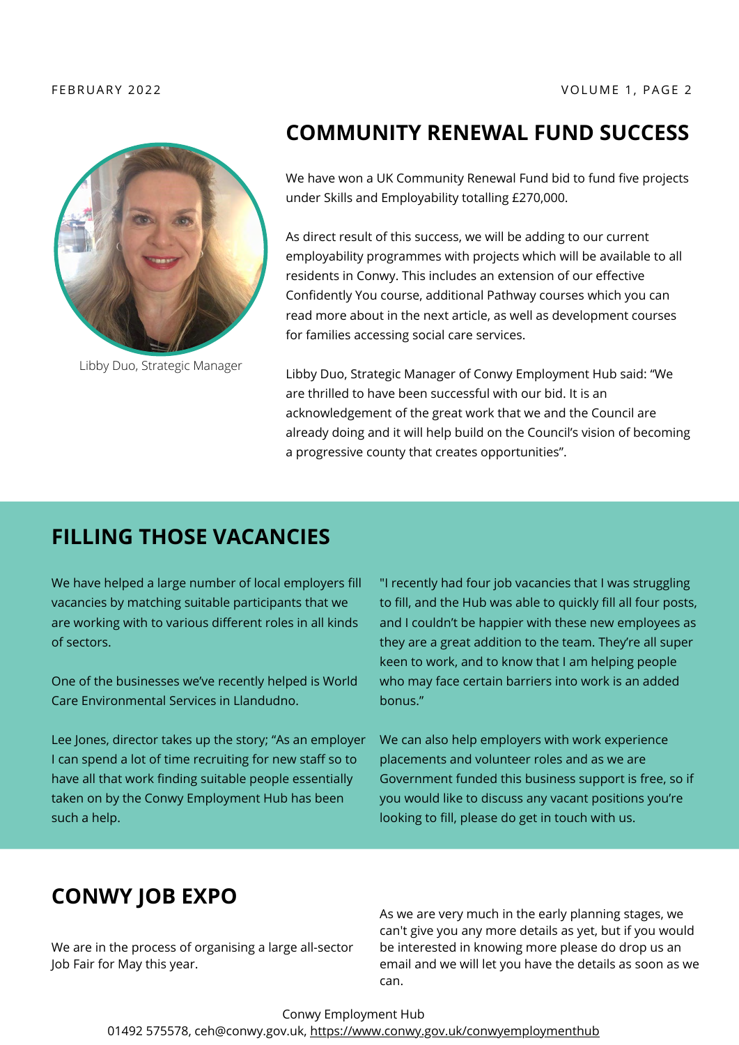## COMMUNITY RENEWAL FUND SUCCESS

Libby Duo, Strategic Manager

We have won a UK Community Renewal Fund bid to fund five projects under Skills and Employability totalling £270,000.

As direct result of this success, we will be adding to our current employability programmes with projects which will be available to all residents in Conwy. This includes an extension of our effective Confidently You course, additional Pathway courses which you can read more about in the next article, as well as development courses for families accessing social care services.

Libby Duo, Strategic Manager of Conwy Employment Hub said: "We are thrilled to have been successful with our bid. It is an acknowledgement of the great work that we and the Council are already doing and it will help build on the Council's vision of becoming a progressive county that creates opportunities".

## FILLING THOSE VACANCIES

We have helped a large number of local employers fill vacancies by matching suitable participants that we are working with to various different roles in all kinds of sectors.

One of the businesses we've recently helped is World Care Environmental Services in Llandudno.

Lee Jones, director takes up the story; "As an employer I can spend a lot of time recruiting for new staff so to have all that work finding suitable people essentially taken on by the Conwy Employment Hub has been such a help.

"I recently had four job vacancies that I was struggling to fill, and the Hub was able to quickly fill all four posts, and I couldn't be happier with these new employees as they are a great addition to the team. They're all super keen to work, and to know that I am helping people who may face certain barriers into work is an added bonus."

We can also help employers with work experience placements and volunteer roles and as we are Government funded this business support is free, so if you would like to discuss any vacant positions you're looking to fill, please do get in touch with us.

## CONWY JOB EXPO

We are in the process of organising a large all-sector Job Fair for May this year.

As we are very much in the early planning stages, we can't give you any more details as yet, but if you would be interested in knowing more please do drop us an email and we will let you have the details as soon as we can.

Conwy Employment Hub
01492 575578, ceh@conwy.gov.uk, https://www.conwy.gov.uk/conwyemploymenthub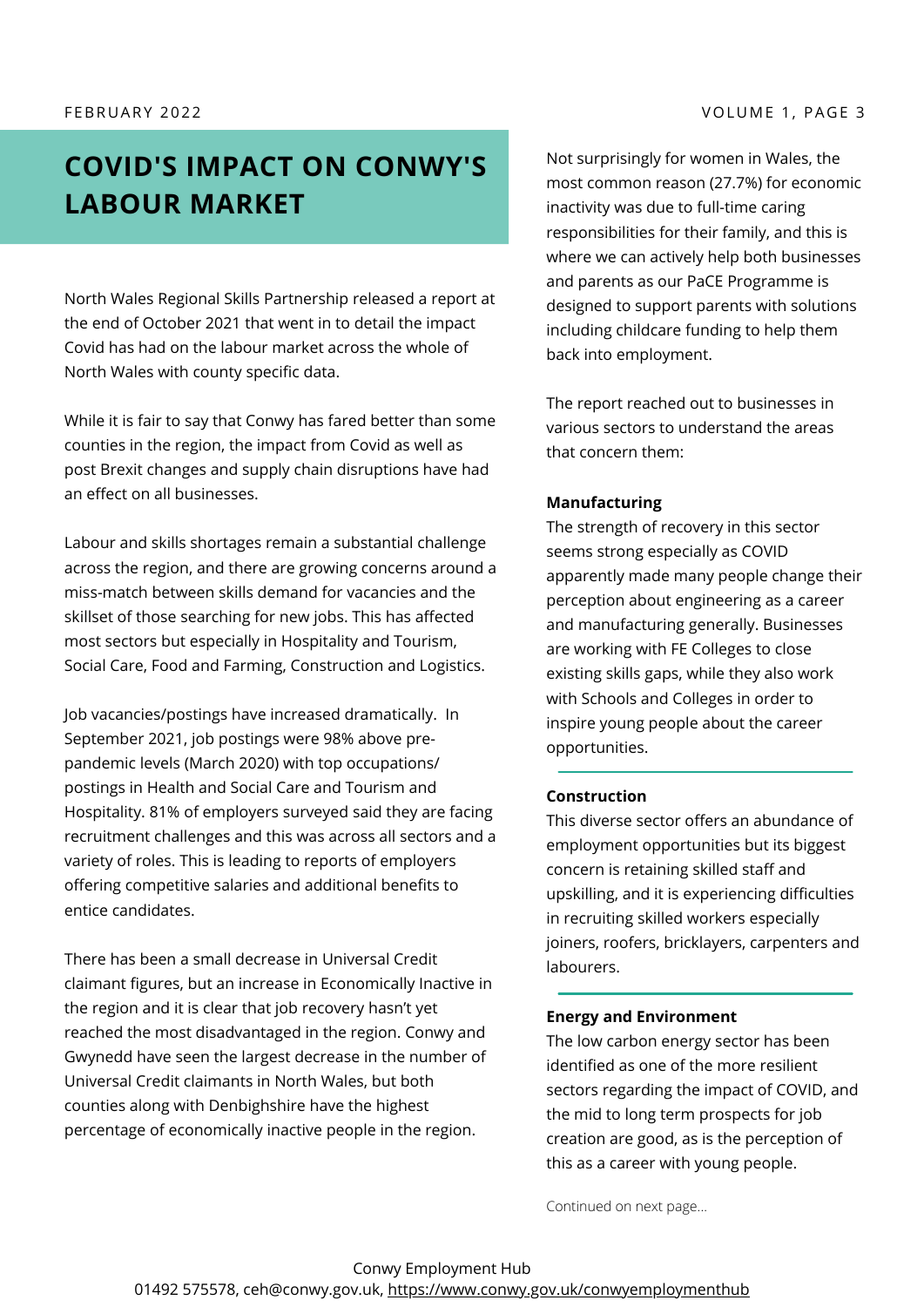# COVID'S IMPACT ON CONWY'S LABOUR MARKET

North Wales Regional Skills Partnership released a report at the end of October 2021 that went in to detail the impact Covid has had on the labour market across the whole of North Wales with county specific data.

While it is fair to say that Conwy has fared better than some counties in the region, the impact from Covid as well as post Brexit changes and supply chain disruptions have had an effect on all businesses.

Labour and skills shortages remain a substantial challenge across the region, and there are growing concerns around a miss-match between skills demand for vacancies and the skillset of those searching for new jobs. This has affected most sectors but especially in Hospitality and Tourism, Social Care, Food and Farming, Construction and Logistics.

Job vacancies/postings have increased dramatically. In September 2021, job postings were 98% above pre-pandemic levels (March 2020) with top occupations/ postings in Health and Social Care and Tourism and Hospitality. 81% of employers surveyed said they are facing recruitment challenges and this was across all sectors and a variety of roles. This is leading to reports of employers offering competitive salaries and additional benefits to entice candidates.

There has been a small decrease in Universal Credit claimant figures, but an increase in Economically Inactive in the region and it is clear that job recovery hasn't yet reached the most disadvantaged in the region. Conwy and Gwynedd have seen the largest decrease in the number of Universal Credit claimants in North Wales, but both counties along with Denbighshire have the highest percentage of economically inactive people in the region.

Not surprisingly for women in Wales, the most common reason (27.7%) for economic inactivity was due to full-time caring responsibilities for their family, and this is where we can actively help both businesses and parents as our PaCE Programme is designed to support parents with solutions including childcare funding to help them back into employment.

The report reached out to businesses in various sectors to understand the areas that concern them:

**Manufacturing**

The strength of recovery in this sector seems strong especially as COVID apparently made many people change their perception about engineering as a career and manufacturing generally. Businesses are working with FE Colleges to close existing skills gaps, while they also work with Schools and Colleges in order to inspire young people about the career opportunities.

**Construction**

This diverse sector offers an abundance of employment opportunities but its biggest concern is retaining skilled staff and upskilling, and it is experiencing difficulties in recruiting skilled workers especially joiners, roofers, bricklayers, carpenters and labourers.

**Energy and Environment**

The low carbon energy sector has been identified as one of the more resilient sectors regarding the impact of COVID, and the mid to long term prospects for job creation are good, as is the perception of this as a career with young people.

Continued on next page...

Conwy Employment Hub
01492 575578, ceh@conwy.gov.uk, https://www.conwy.gov.uk/conwyemploymenthub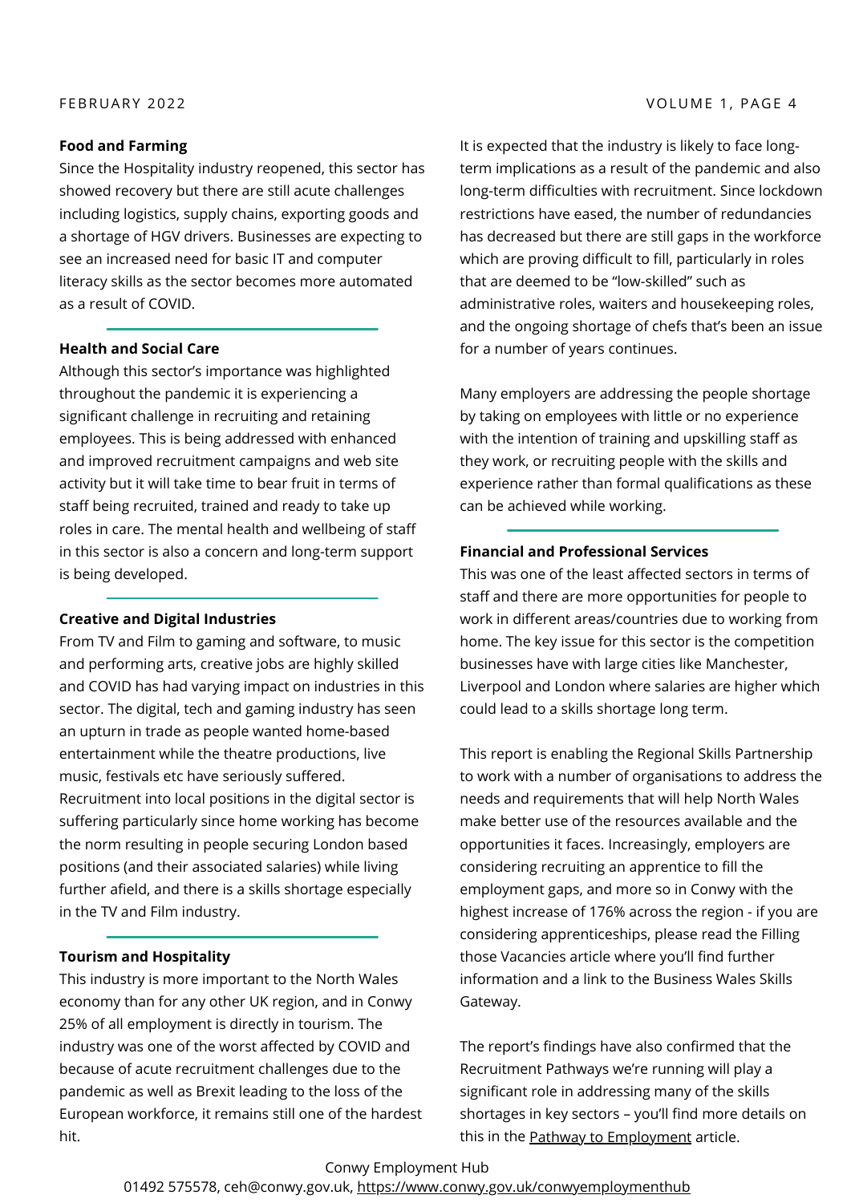**Food and Farming**

Since the Hospitality industry reopened, this sector has showed recovery but there are still acute challenges including logistics, supply chains, exporting goods and a shortage of HGV drivers. Businesses are expecting to see an increased need for basic IT and computer literacy skills as the sector becomes more automated as a result of COVID.

---

**Health and Social Care**

Although this sector's importance was highlighted throughout the pandemic it is experiencing a significant challenge in recruiting and retaining employees. This is being addressed with enhanced and improved recruitment campaigns and web site activity but it will take time to bear fruit in terms of staff being recruited, trained and ready to take up roles in care. The mental health and wellbeing of staff in this sector is also a concern and long-term support is being developed.

---

**Creative and Digital Industries**

From TV and Film to gaming and software, to music and performing arts, creative jobs are highly skilled and COVID has had varying impact on industries in this sector. The digital, tech and gaming industry has seen an upturn in trade as people wanted home-based entertainment while the theatre productions, live music, festivals etc have seriously suffered. Recruitment into local positions in the digital sector is suffering particularly since home working has become the norm resulting in people securing London based positions (and their associated salaries) while living further afield, and there is a skills shortage especially in the TV and Film industry.

---

**Tourism and Hospitality**

This industry is more important to the North Wales economy than for any other UK region, and in Conwy 25% of all employment is directly in tourism. The industry was one of the worst affected by COVID and because of acute recruitment challenges due to the pandemic as well as Brexit leading to the loss of the European workforce, it remains still one of the hardest hit.

It is expected that the industry is likely to face long-term implications as a result of the pandemic and also long-term difficulties with recruitment. Since lockdown restrictions have eased, the number of redundancies has decreased but there are still gaps in the workforce which are proving difficult to fill, particularly in roles that are deemed to be "low-skilled" such as administrative roles, waiters and housekeeping roles, and the ongoing shortage of chefs that's been an issue for a number of years continues.

Many employers are addressing the people shortage by taking on employees with little or no experience with the intention of training and upskilling staff as they work, or recruiting people with the skills and experience rather than formal qualifications as these can be achieved while working.

---

**Financial and Professional Services**

This was one of the least affected sectors in terms of staff and there are more opportunities for people to work in different areas/countries due to working from home. The key issue for this sector is the competition businesses have with large cities like Manchester, Liverpool and London where salaries are higher which could lead to a skills shortage long term.

This report is enabling the Regional Skills Partnership to work with a number of organisations to address the needs and requirements that will help North Wales make better use of the resources available and the opportunities it faces. Increasingly, employers are considering recruiting an apprentice to fill the employment gaps, and more so in Conwy with the highest increase of 176% across the region - if you are considering apprenticeships, please read the Filling those Vacancies article where you'll find further information and a link to the Business Wales Skills Gateway.

The report's findings have also confirmed that the Recruitment Pathways we're running will play a significant role in addressing many of the skills shortages in key sectors – you'll find more details on this in the Pathway to Employment article.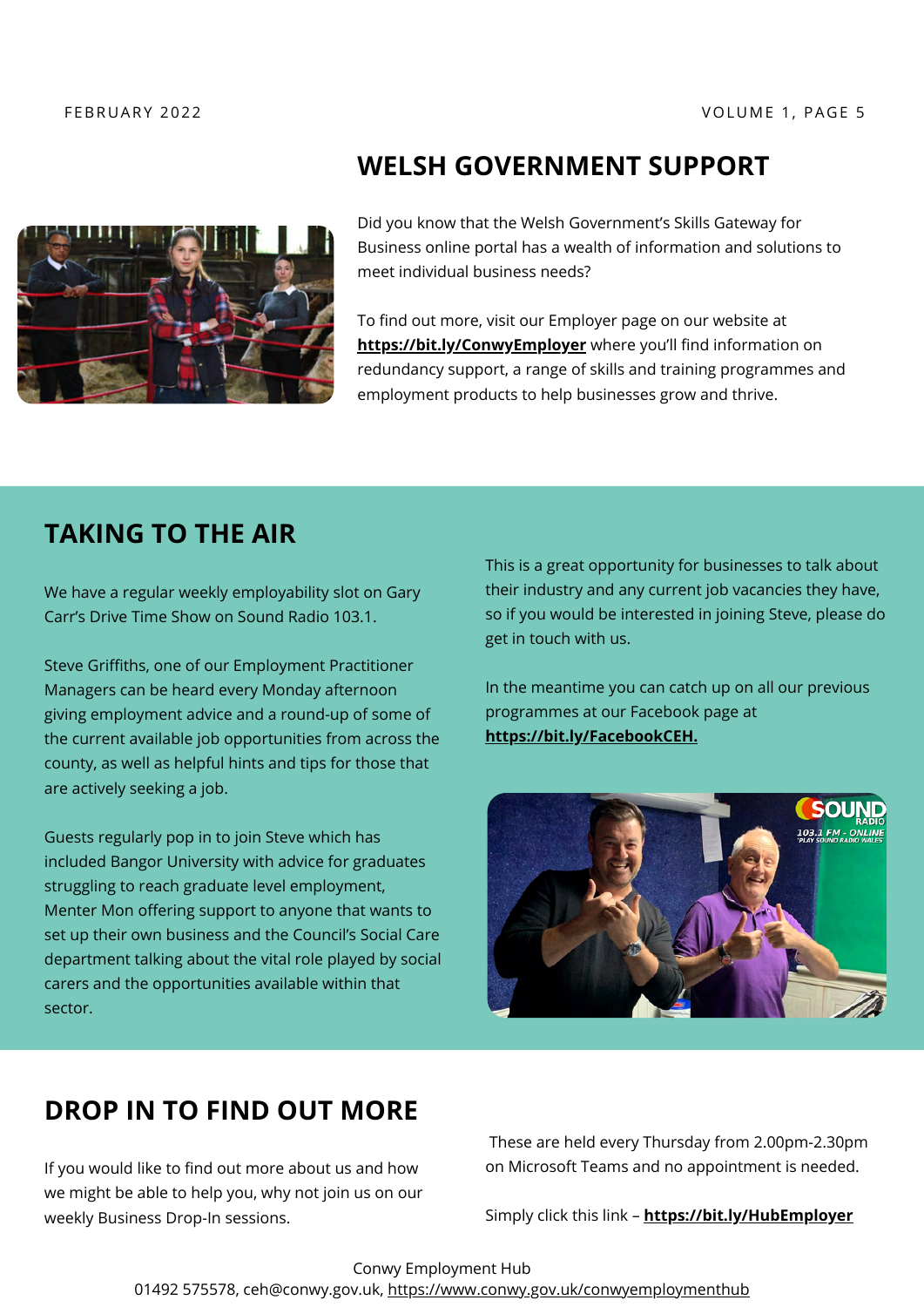## WELSH GOVERNMENT SUPPORT

Did you know that the Welsh Government's Skills Gateway for Business online portal has a wealth of information and solutions to meet individual business needs?

To find out more, visit our Employer page on our website at **https://bit.ly/ConwyEmployer** where you'll find information on redundancy support, a range of skills and training programmes and employment products to help businesses grow and thrive.

## TAKING TO THE AIR

We have a regular weekly employability slot on Gary Carr's Drive Time Show on Sound Radio 103.1.

Steve Griffiths, one of our Employment Practitioner Managers can be heard every Monday afternoon giving employment advice and a round-up of some of the current available job opportunities from across the county, as well as helpful hints and tips for those that are actively seeking a job.

Guests regularly pop in to join Steve which has included Bangor University with advice for graduates struggling to reach graduate level employment, Menter Mon offering support to anyone that wants to set up their own business and the Council's Social Care department talking about the vital role played by social carers and the opportunities available within that sector.

This is a great opportunity for businesses to talk about their industry and any current job vacancies they have, so if you would be interested in joining Steve, please do get in touch with us.

In the meantime you can catch up on all our previous programmes at our Facebook page at **https://bit.ly/FacebookCEH.**

## DROP IN TO FIND OUT MORE

If you would like to find out more about us and how we might be able to help you, why not join us on our weekly Business Drop-In sessions.

These are held every Thursday from 2.00pm-2.30pm on Microsoft Teams and no appointment is needed.

Simply click this link – **https://bit.ly/HubEmployer**

Conwy Employment Hub
01492 575578, ceh@conwy.gov.uk, https://www.conwy.gov.uk/conwyemploymenthub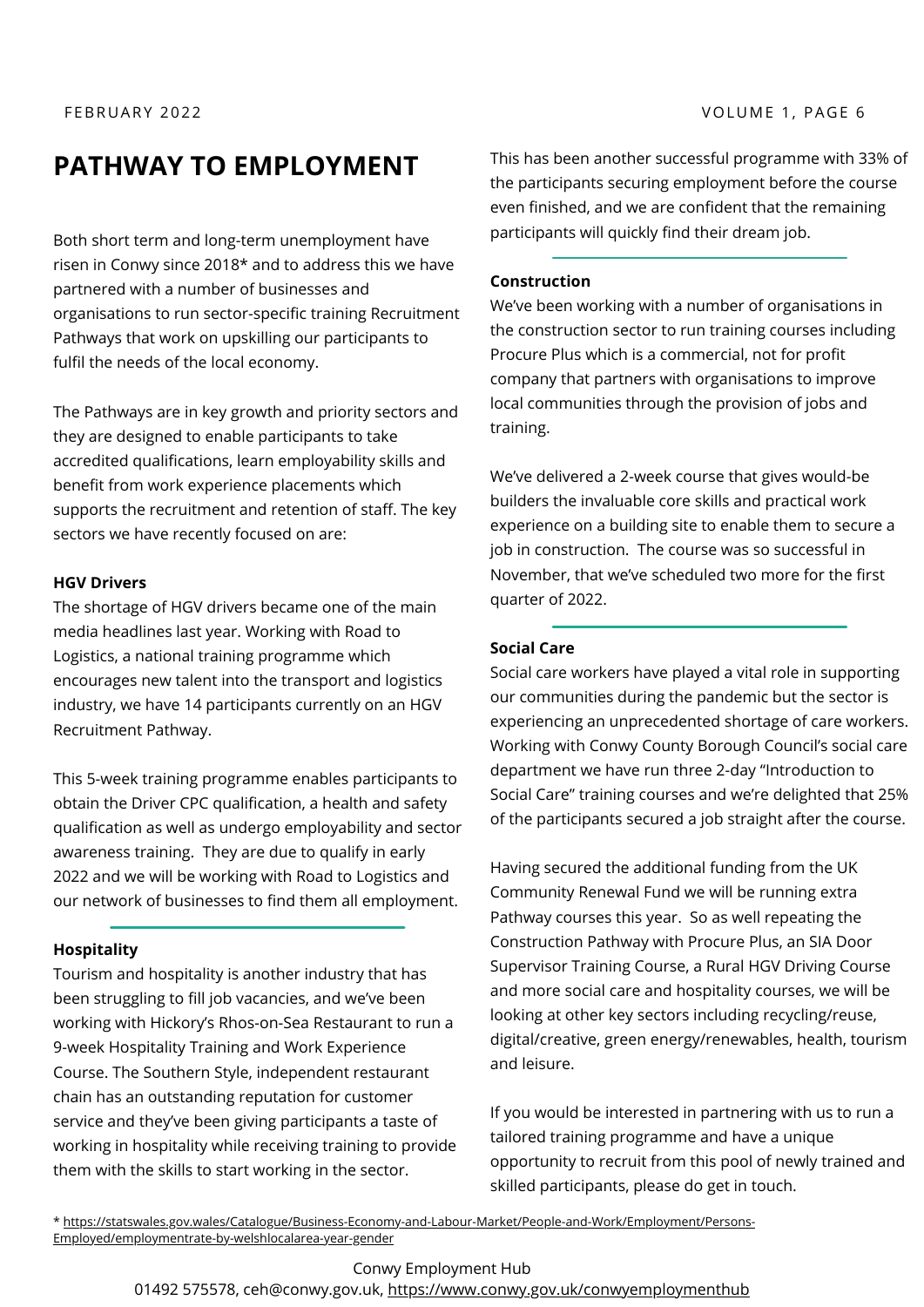# PATHWAY TO EMPLOYMENT

Both short term and long-term unemployment have risen in Conwy since 2018* and to address this we have partnered with a number of businesses and organisations to run sector-specific training Recruitment Pathways that work on upskilling our participants to fulfil the needs of the local economy.

The Pathways are in key growth and priority sectors and they are designed to enable participants to take accredited qualifications, learn employability skills and benefit from work experience placements which supports the recruitment and retention of staff. The key sectors we have recently focused on are:

**HGV Drivers**

The shortage of HGV drivers became one of the main media headlines last year. Working with Road to Logistics, a national training programme which encourages new talent into the transport and logistics industry, we have 14 participants currently on an HGV Recruitment Pathway.

This 5-week training programme enables participants to obtain the Driver CPC qualification, a health and safety qualification as well as undergo employability and sector awareness training. They are due to qualify in early 2022 and we will be working with Road to Logistics and our network of businesses to find them all employment.

**Hospitality**

Tourism and hospitality is another industry that has been struggling to fill job vacancies, and we've been working with Hickory's Rhos-on-Sea Restaurant to run a 9-week Hospitality Training and Work Experience Course. The Southern Style, independent restaurant chain has an outstanding reputation for customer service and they've been giving participants a taste of working in hospitality while receiving training to provide them with the skills to start working in the sector.

This has been another successful programme with 33% of the participants securing employment before the course even finished, and we are confident that the remaining participants will quickly find their dream job.

**Construction**

We've been working with a number of organisations in the construction sector to run training courses including Procure Plus which is a commercial, not for profit company that partners with organisations to improve local communities through the provision of jobs and training.

We've delivered a 2-week course that gives would-be builders the invaluable core skills and practical work experience on a building site to enable them to secure a job in construction. The course was so successful in November, that we've scheduled two more for the first quarter of 2022.

**Social Care**

Social care workers have played a vital role in supporting our communities during the pandemic but the sector is experiencing an unprecedented shortage of care workers. Working with Conwy County Borough Council's social care department we have run three 2-day "Introduction to Social Care" training courses and we're delighted that 25% of the participants secured a job straight after the course.

Having secured the additional funding from the UK Community Renewal Fund we will be running extra Pathway courses this year. So as well repeating the Construction Pathway with Procure Plus, an SIA Door Supervisor Training Course, a Rural HGV Driving Course and more social care and hospitality courses, we will be looking at other key sectors including recycling/reuse, digital/creative, green energy/renewables, health, tourism and leisure.

If you would be interested in partnering with us to run a tailored training programme and have a unique opportunity to recruit from this pool of newly trained and skilled participants, please do get in touch.

* https://statswales.gov.wales/Catalogue/Business-Economy-and-Labour-Market/People-and-Work/Employment/Persons-Employed/employmentrate-by-welshlocalarea-year-gender

Conwy Employment Hub
01492 575578, ceh@conwy.gov.uk, https://www.conwy.gov.uk/conwyemploymenthub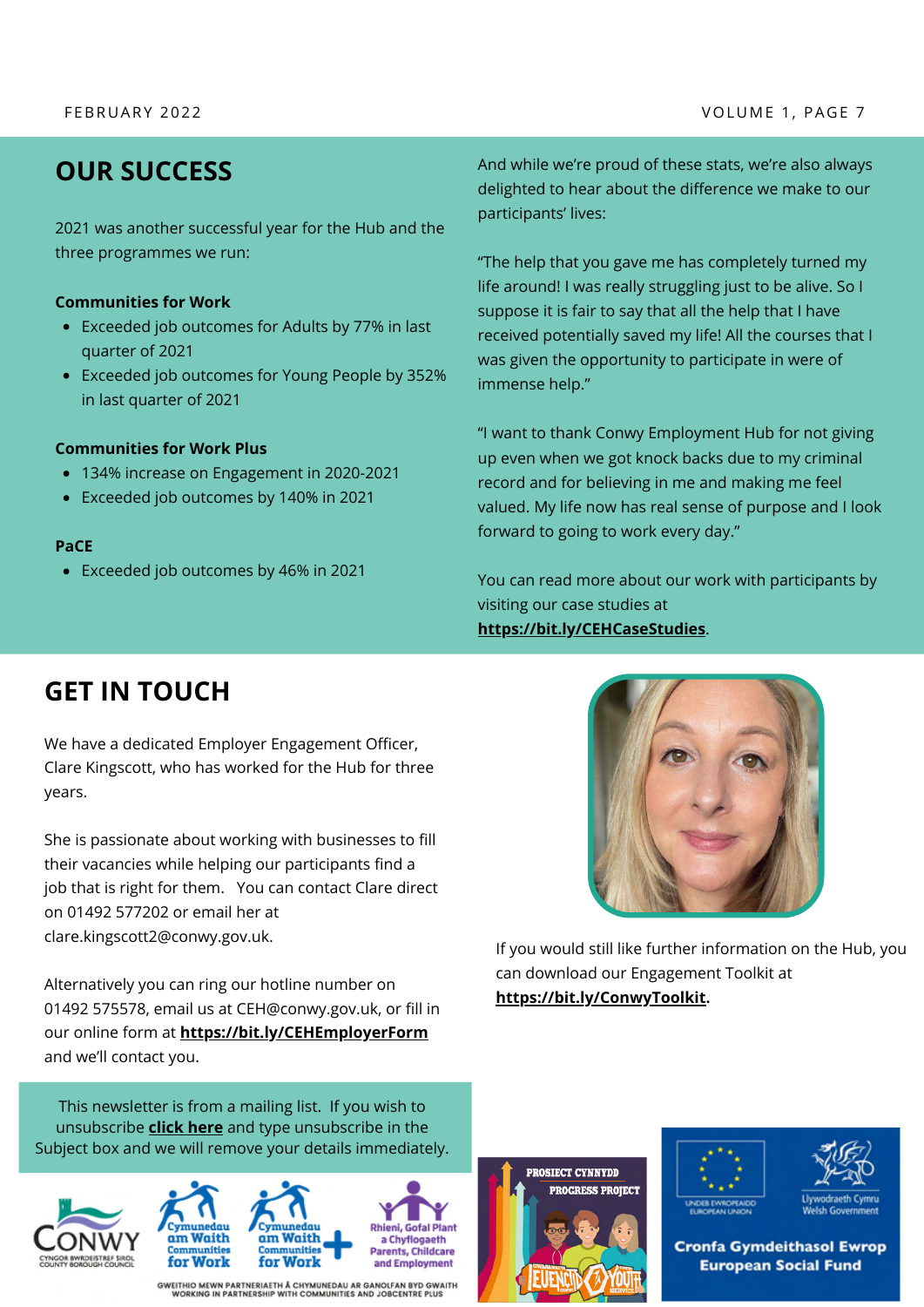## OUR SUCCESS

2021 was another successful year for the Hub and the three programmes we run:

**Communities for Work**

- Exceeded job outcomes for Adults by 77% in last quarter of 2021
- Exceeded job outcomes for Young People by 352% in last quarter of 2021

**Communities for Work Plus**

- 134% increase on Engagement in 2020-2021
- Exceeded job outcomes by 140% in 2021

**PaCE**

- Exceeded job outcomes by 46% in 2021

And while we're proud of these stats, we're also always delighted to hear about the difference we make to our participants' lives:

"The help that you gave me has completely turned my life around! I was really struggling just to be alive. So I suppose it is fair to say that all the help that I have received potentially saved my life! All the courses that I was given the opportunity to participate in were of immense help."

"I want to thank Conwy Employment Hub for not giving up even when we got knock backs due to my criminal record and for believing in me and making me feel valued. My life now has real sense of purpose and I look forward to going to work every day."

You can read more about our work with participants by visiting our case studies at **https://bit.ly/CEHCaseStudies**.

## GET IN TOUCH

We have a dedicated Employer Engagement Officer, Clare Kingscott, who has worked for the Hub for three years.

She is passionate about working with businesses to fill their vacancies while helping our participants find a job that is right for them. You can contact Clare direct on 01492 577202 or email her at clare.kingscott2@conwy.gov.uk.

Alternatively you can ring our hotline number on 01492 575578, email us at CEH@conwy.gov.uk, or fill in our online form at **https://bit.ly/CEHEmployerForm** and we'll contact you.

If you would still like further information on the Hub, you can download our Engagement Toolkit at **https://bit.ly/ConwyToolkit**.

This newsletter is from a mailing list. If you wish to unsubscribe **click here** and type unsubscribe in the Subject box and we will remove your details immediately.

CONWY
CYNGOR BWRDEISTREF SIROL
COUNTY BOROUGH COUNCIL

Cymunedau am Waith
Communities for Work

Cymunedau am Waith+
Communities for Work+

Rhieni, Gofal Plant a Chyflogaeth
Parents, Childcare and Employment

GWEITHIO MEWN PARTNERIAETH Â CHYMUNEDAU AR GANOLFAN BYD GWAITH
WORKING IN PARTNERSHIP WITH COMMUNITIES AND JOBCENTRE PLUS

PROSIECT CYNNYDD
PROGRESS PROJECT

UNDEB EWROPEAIDD
EUROPEAN UNION

Llywodraeth Cymru
Welsh Government

Cronfa Gymdeithasol Ewrop
European Social Fund